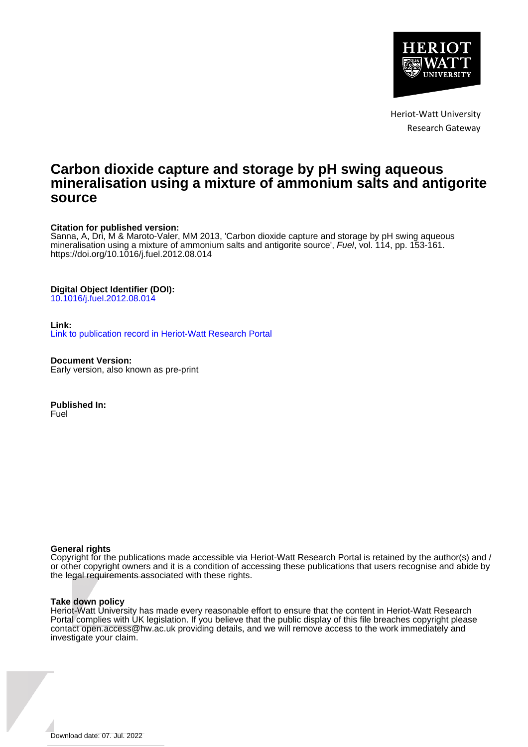Heriot-Watt University
Research Gateway

# Carbon dioxide capture and storage by pH swing aqueous mineralisation using a mixture of ammonium salts and antigorite source

**Citation for published version:**
Sanna, A, Dri, M & Maroto-Valer, MM 2013, 'Carbon dioxide capture and storage by pH swing aqueous mineralisation using a mixture of ammonium salts and antigorite source', *Fuel*, vol. 114, pp. 153-161. https://doi.org/10.1016/j.fuel.2012.08.014

**Digital Object Identifier (DOI):**
10.1016/j.fuel.2012.08.014

**Link:**
Link to publication record in Heriot-Watt Research Portal

**Document Version:**
Early version, also known as pre-print

**Published In:**
Fuel

**General rights**
Copyright for the publications made accessible via Heriot-Watt Research Portal is retained by the author(s) and / or other copyright owners and it is a condition of accessing these publications that users recognise and abide by the legal requirements associated with these rights.

**Take down policy**
Heriot-Watt University has made every reasonable effort to ensure that the content in Heriot-Watt Research Portal complies with UK legislation. If you believe that the public display of this file breaches copyright please contact open.access@hw.ac.uk providing details, and we will remove access to the work immediately and investigate your claim.

Download date: 07. Jul. 2022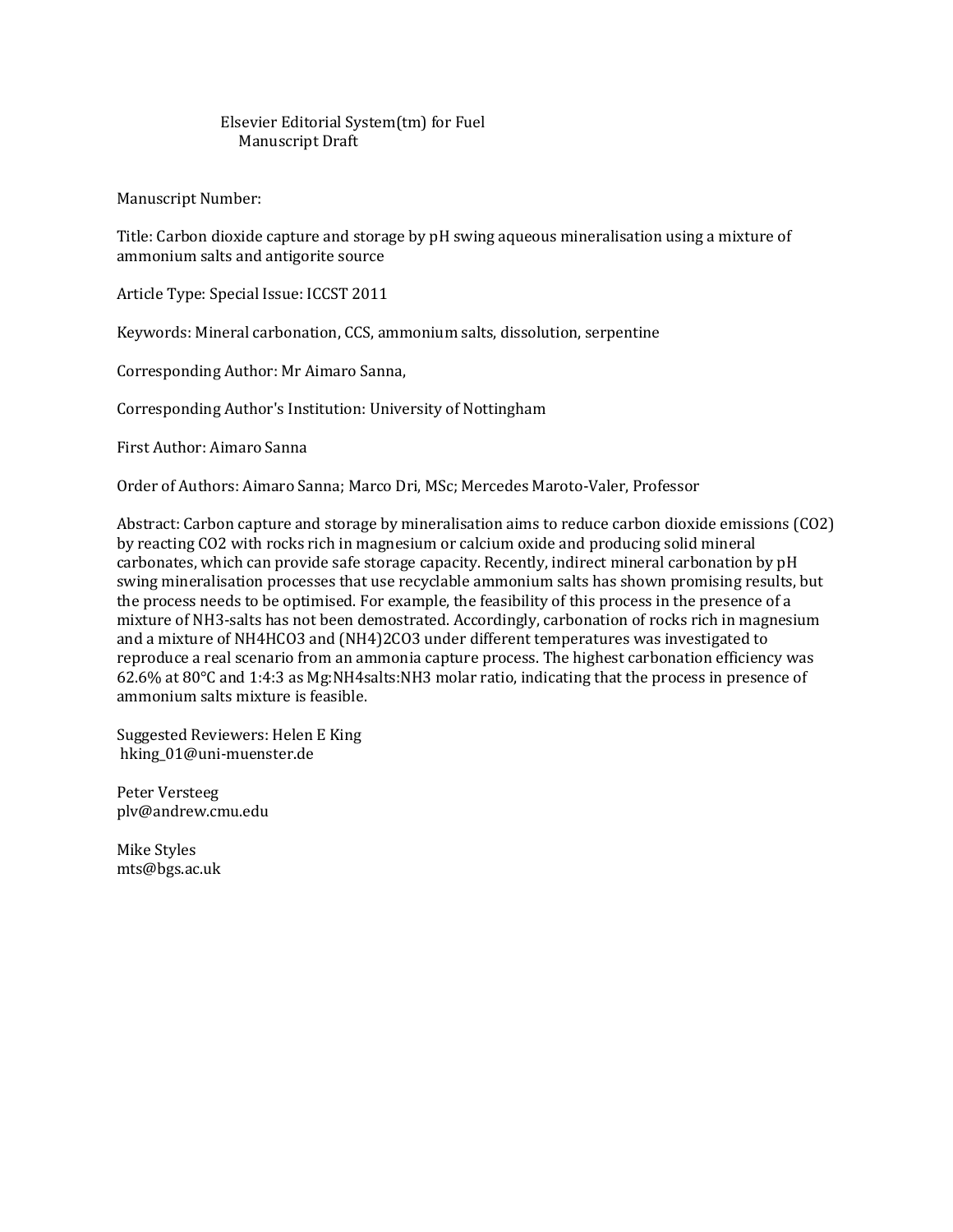Elsevier Editorial System(tm) for Fuel
Manuscript Draft

Manuscript Number:

Title: Carbon dioxide capture and storage by pH swing aqueous mineralisation using a mixture of ammonium salts and antigorite source

Article Type: Special Issue: ICCST 2011

Keywords: Mineral carbonation, CCS, ammonium salts, dissolution, serpentine

Corresponding Author: Mr Aimaro Sanna,

Corresponding Author's Institution: University of Nottingham

First Author: Aimaro Sanna

Order of Authors: Aimaro Sanna; Marco Dri, MSc; Mercedes Maroto-Valer, Professor

Abstract: Carbon capture and storage by mineralisation aims to reduce carbon dioxide emissions ($CO_2$) by reacting $CO_2$ with rocks rich in magnesium or calcium oxide and producing solid mineral carbonates, which can provide safe storage capacity. Recently, indirect mineral carbonation by pH swing mineralisation processes that use recyclable ammonium salts has shown promising results, but the process needs to be optimised. For example, the feasibility of this process in the presence of a mixture of $NH_3$-salts has not been demostrated. Accordingly, carbonation of rocks rich in magnesium and a mixture of $NH_4HCO_3$ and $(NH_4)_2CO_3$ under different temperatures was investigated to reproduce a real scenario from an ammonia capture process. The highest carbonation efficiency was 62.6% at 80°C and 1:4:3 as Mg:$NH_4$salts:$NH_3$ molar ratio, indicating that the process in presence of ammonium salts mixture is feasible.

Suggested Reviewers: Helen E King
hking_01@uni-muenster.de

Peter Versteeg
plv@andrew.cmu.edu

Mike Styles
mts@bgs.ac.uk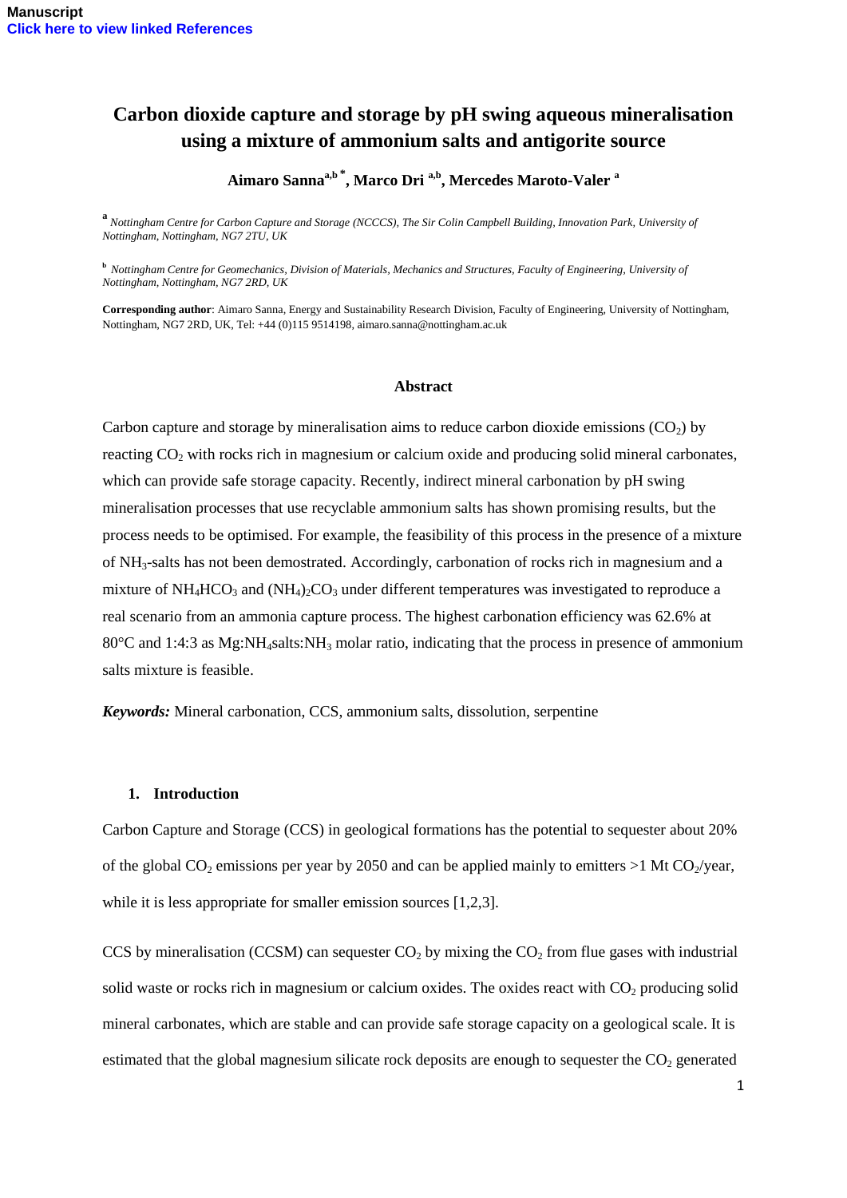Manuscript
Click here to view linked References

# Carbon dioxide capture and storage by pH swing aqueous mineralisation using a mixture of ammonium salts and antigorite source

**Aimaro Sanna[a,b *], Marco Dri [a,b], Mercedes Maroto-Valer [a]**

[a] *Nottingham Centre for Carbon Capture and Storage (NCCCS), The Sir Colin Campbell Building, Innovation Park, University of Nottingham, Nottingham, NG7 2TU, UK*

[b] *Nottingham Centre for Geomechanics, Division of Materials, Mechanics and Structures, Faculty of Engineering, University of Nottingham, Nottingham, NG7 2RD, UK*

**Corresponding author**: Aimaro Sanna, Energy and Sustainability Research Division, Faculty of Engineering, University of Nottingham, Nottingham, NG7 2RD, UK, Tel: +44 (0)115 9514198, aimaro.sanna@nottingham.ac.uk

## Abstract

Carbon capture and storage by mineralisation aims to reduce carbon dioxide emissions ($CO_2$) by reacting $CO_2$ with rocks rich in magnesium or calcium oxide and producing solid mineral carbonates, which can provide safe storage capacity. Recently, indirect mineral carbonation by pH swing mineralisation processes that use recyclable ammonium salts has shown promising results, but the process needs to be optimised. For example, the feasibility of this process in the presence of a mixture of $NH_3$-salts has not been demostrated. Accordingly, carbonation of rocks rich in magnesium and a mixture of $NH_4HCO_3$ and $(NH_4)_2CO_3$ under different temperatures was investigated to reproduce a real scenario from an ammonia capture process. The highest carbonation efficiency was 62.6% at 80°C and 1:4:3 as Mg:$NH_4$salts:$NH_3$ molar ratio, indicating that the process in presence of ammonium salts mixture is feasible.

***Keywords:*** Mineral carbonation, CCS, ammonium salts, dissolution, serpentine

## 1. Introduction

Carbon Capture and Storage (CCS) in geological formations has the potential to sequester about 20% of the global $CO_2$ emissions per year by 2050 and can be applied mainly to emitters >1 Mt $CO_2$/year, while it is less appropriate for smaller emission sources [1,2,3].

CCS by mineralisation (CCSM) can sequester $CO_2$ by mixing the $CO_2$ from flue gases with industrial solid waste or rocks rich in magnesium or calcium oxides. The oxides react with $CO_2$ producing solid mineral carbonates, which are stable and can provide safe storage capacity on a geological scale. It is estimated that the global magnesium silicate rock deposits are enough to sequester the $CO_2$ generated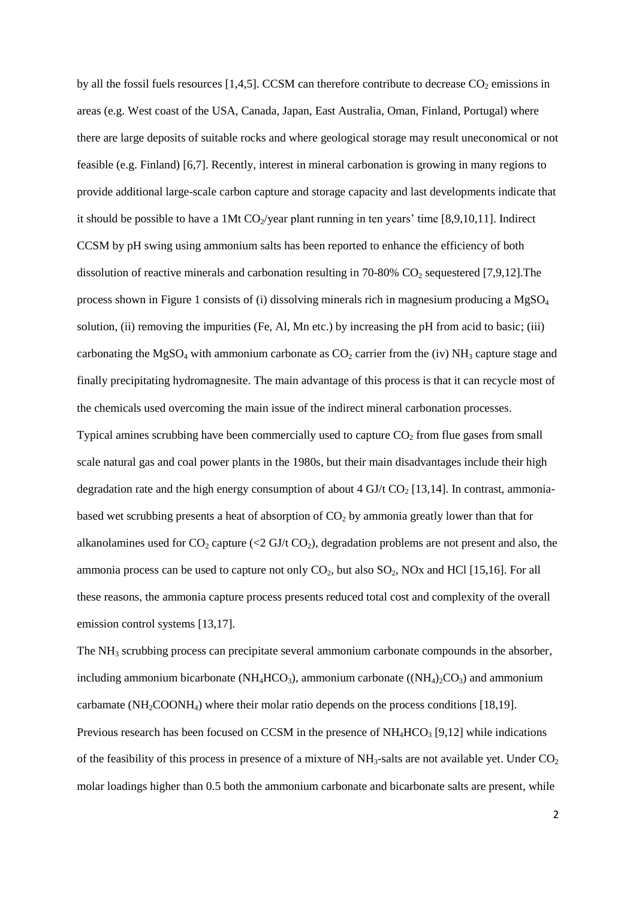by all the fossil fuels resources [1,4,5]. CCSM can therefore contribute to decrease $CO_2$ emissions in areas (e.g. West coast of the USA, Canada, Japan, East Australia, Oman, Finland, Portugal) where there are large deposits of suitable rocks and where geological storage may result uneconomical or not feasible (e.g. Finland) [6,7]. Recently, interest in mineral carbonation is growing in many regions to provide additional large-scale carbon capture and storage capacity and last developments indicate that it should be possible to have a 1Mt $CO_2$/year plant running in ten years' time [8,9,10,11]. Indirect CCSM by pH swing using ammonium salts has been reported to enhance the efficiency of both dissolution of reactive minerals and carbonation resulting in 70-80% $CO_2$ sequestered [7,9,12].The process shown in Figure 1 consists of (i) dissolving minerals rich in magnesium producing a $MgSO_4$ solution, (ii) removing the impurities (Fe, Al, Mn etc.) by increasing the pH from acid to basic; (iii) carbonating the $MgSO_4$ with ammonium carbonate as $CO_2$ carrier from the (iv) $NH_3$ capture stage and finally precipitating hydromagnesite. The main advantage of this process is that it can recycle most of the chemicals used overcoming the main issue of the indirect mineral carbonation processes.

Typical amines scrubbing have been commercially used to capture $CO_2$ from flue gases from small scale natural gas and coal power plants in the 1980s, but their main disadvantages include their high degradation rate and the high energy consumption of about 4 GJ/t $CO_2$ [13,14]. In contrast, ammonia-based wet scrubbing presents a heat of absorption of $CO_2$ by ammonia greatly lower than that for alkanolamines used for $CO_2$ capture (<2 GJ/t $CO_2$), degradation problems are not present and also, the ammonia process can be used to capture not only $CO_2$, but also $SO_2$, NOx and HCl [15,16]. For all these reasons, the ammonia capture process presents reduced total cost and complexity of the overall emission control systems [13,17].

The $NH_3$ scrubbing process can precipitate several ammonium carbonate compounds in the absorber, including ammonium bicarbonate ($NH_4HCO_3$), ammonium carbonate ($(NH_4)_2CO_3$) and ammonium carbamate ($NH_2COONH_4$) where their molar ratio depends on the process conditions [18,19].

Previous research has been focused on CCSM in the presence of $NH_4HCO_3$ [9,12] while indications of the feasibility of this process in presence of a mixture of $NH_3$-salts are not available yet. Under $CO_2$ molar loadings higher than 0.5 both the ammonium carbonate and bicarbonate salts are present, while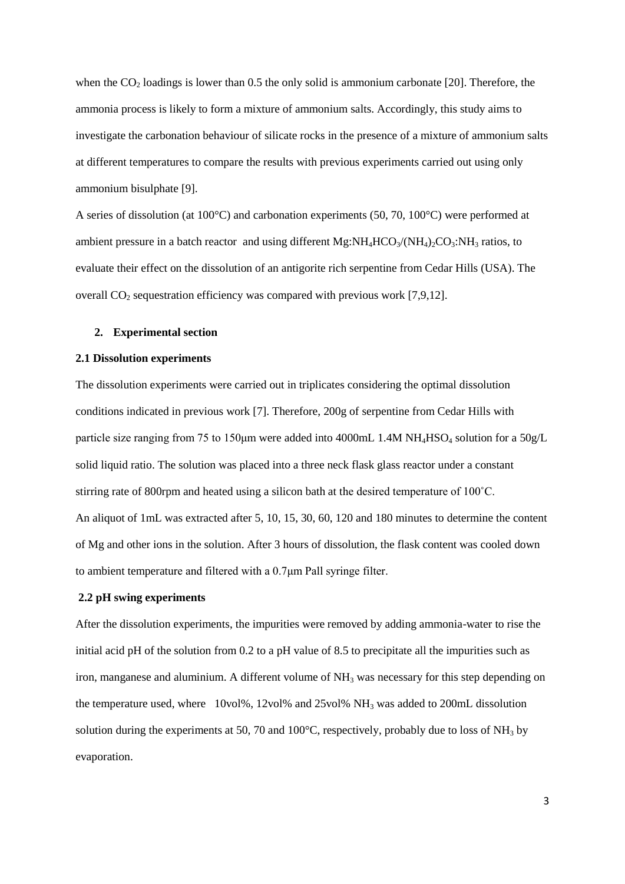when the $CO_2$ loadings is lower than 0.5 the only solid is ammonium carbonate [20]. Therefore, the ammonia process is likely to form a mixture of ammonium salts. Accordingly, this study aims to investigate the carbonation behaviour of silicate rocks in the presence of a mixture of ammonium salts at different temperatures to compare the results with previous experiments carried out using only ammonium bisulphate [9].

A series of dissolution (at 100°C) and carbonation experiments (50, 70, 100°C) were performed at ambient pressure in a batch reactor and using different $Mg:NH_4HCO_3/(NH_4)_2CO_3:NH_3$ ratios, to evaluate their effect on the dissolution of an antigorite rich serpentine from Cedar Hills (USA). The overall $CO_2$ sequestration efficiency was compared with previous work [7,9,12].

## 2. Experimental section

### 2.1 Dissolution experiments

The dissolution experiments were carried out in triplicates considering the optimal dissolution conditions indicated in previous work [7]. Therefore, 200g of serpentine from Cedar Hills with particle size ranging from 75 to 150μm were added into 4000mL 1.4M $NH_4HSO_4$ solution for a 50g/L solid liquid ratio. The solution was placed into a three neck flask glass reactor under a constant stirring rate of 800rpm and heated using a silicon bath at the desired temperature of 100˚C.

An aliquot of 1mL was extracted after 5, 10, 15, 30, 60, 120 and 180 minutes to determine the content of Mg and other ions in the solution. After 3 hours of dissolution, the flask content was cooled down to ambient temperature and filtered with a 0.7μm Pall syringe filter.

### 2.2 pH swing experiments

After the dissolution experiments, the impurities were removed by adding ammonia-water to rise the initial acid pH of the solution from 0.2 to a pH value of 8.5 to precipitate all the impurities such as iron, manganese and aluminium. A different volume of $NH_3$ was necessary for this step depending on the temperature used, where 10vol%, 12vol% and 25vol% $NH_3$ was added to 200mL dissolution solution during the experiments at 50, 70 and 100°C, respectively, probably due to loss of $NH_3$ by evaporation.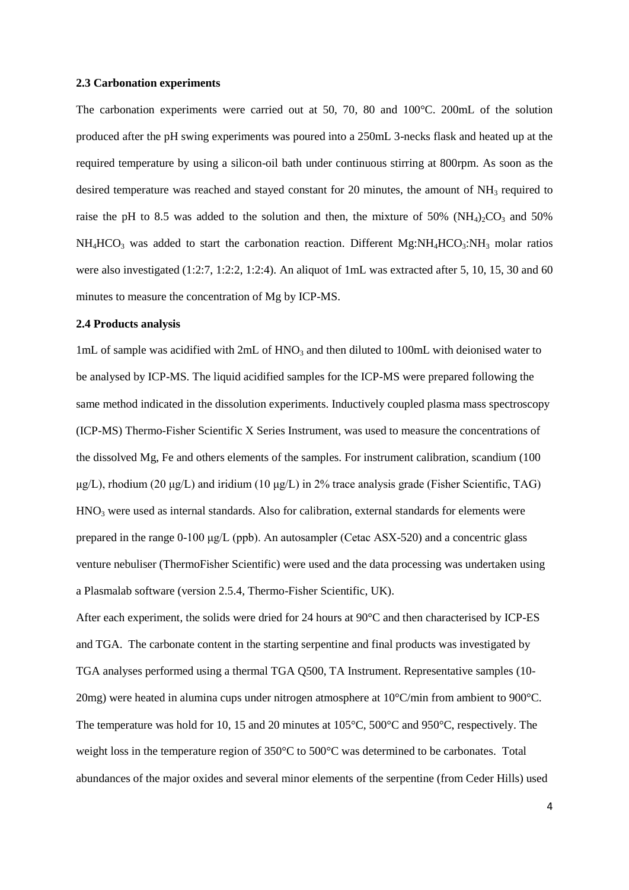### 2.3 Carbonation experiments

The carbonation experiments were carried out at 50, 70, 80 and 100°C. 200mL of the solution produced after the pH swing experiments was poured into a 250mL 3-necks flask and heated up at the required temperature by using a silicon-oil bath under continuous stirring at 800rpm. As soon as the desired temperature was reached and stayed constant for 20 minutes, the amount of $NH_3$ required to raise the pH to 8.5 was added to the solution and then, the mixture of 50% $(NH_4)_2CO_3$ and 50% $NH_4HCO_3$ was added to start the carbonation reaction. Different Mg:$NH_4HCO_3$:$NH_3$ molar ratios were also investigated (1:2:7, 1:2:2, 1:2:4). An aliquot of 1mL was extracted after 5, 10, 15, 30 and 60 minutes to measure the concentration of Mg by ICP-MS.

### 2.4 Products analysis

1mL of sample was acidified with 2mL of $HNO_3$ and then diluted to 100mL with deionised water to be analysed by ICP-MS. The liquid acidified samples for the ICP-MS were prepared following the same method indicated in the dissolution experiments. Inductively coupled plasma mass spectroscopy (ICP-MS) Thermo-Fisher Scientific X Series Instrument, was used to measure the concentrations of the dissolved Mg, Fe and others elements of the samples. For instrument calibration, scandium (100 μg/L), rhodium (20 μg/L) and iridium (10 μg/L) in 2% trace analysis grade (Fisher Scientific, TAG) $HNO_3$ were used as internal standards. Also for calibration, external standards for elements were prepared in the range 0-100 μg/L (ppb). An autosampler (Cetac ASX-520) and a concentric glass venture nebuliser (ThermoFisher Scientific) were used and the data processing was undertaken using a Plasmalab software (version 2.5.4, Thermo-Fisher Scientific, UK).

After each experiment, the solids were dried for 24 hours at 90°C and then characterised by ICP-ES and TGA. The carbonate content in the starting serpentine and final products was investigated by TGA analyses performed using a thermal TGA Q500, TA Instrument. Representative samples (10-20mg) were heated in alumina cups under nitrogen atmosphere at 10°C/min from ambient to 900°C. The temperature was hold for 10, 15 and 20 minutes at 105°C, 500°C and 950°C, respectively. The weight loss in the temperature region of 350°C to 500°C was determined to be carbonates. Total abundances of the major oxides and several minor elements of the serpentine (from Ceder Hills) used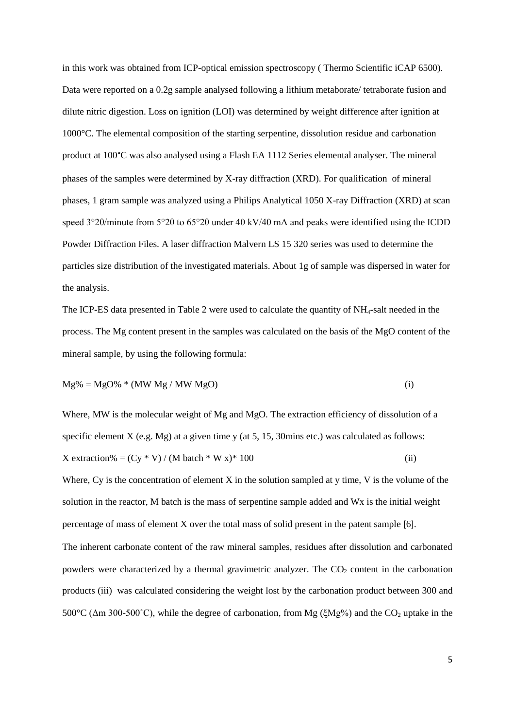in this work was obtained from ICP-optical emission spectroscopy ( Thermo Scientific iCAP 6500). Data were reported on a 0.2g sample analysed following a lithium metaborate/ tetraborate fusion and dilute nitric digestion. Loss on ignition (LOI) was determined by weight difference after ignition at 1000°C. The elemental composition of the starting serpentine, dissolution residue and carbonation product at 100°C was also analysed using a Flash EA 1112 Series elemental analyser. The mineral phases of the samples were determined by X-ray diffraction (XRD). For qualification of mineral phases, 1 gram sample was analyzed using a Philips Analytical 1050 X-ray Diffraction (XRD) at scan speed 3°2θ/minute from 5°2θ to 65°2θ under 40 kV/40 mA and peaks were identified using the ICDD Powder Diffraction Files. A laser diffraction Malvern LS 15 320 series was used to determine the particles size distribution of the investigated materials. About 1g of sample was dispersed in water for the analysis.

The ICP-ES data presented in Table 2 were used to calculate the quantity of $NH_4$-salt needed in the process. The Mg content present in the samples was calculated on the basis of the MgO content of the mineral sample, by using the following formula:

$$Mg\% = MgO\% * (MW\ Mg / MW\ MgO) \quad \text{(i)}$$

Where, MW is the molecular weight of Mg and MgO. The extraction efficiency of dissolution of a specific element X (e.g. Mg) at a given time y (at 5, 15, 30mins etc.) was calculated as follows:

$$X\ extraction\% = (Cy * V) / (M\ batch * W\ x) * 100 \quad \text{(ii)}$$

Where, Cy is the concentration of element X in the solution sampled at y time, V is the volume of the solution in the reactor, M batch is the mass of serpentine sample added and Wx is the initial weight percentage of mass of element X over the total mass of solid present in the patent sample [6].

The inherent carbonate content of the raw mineral samples, residues after dissolution and carbonated powders were characterized by a thermal gravimetric analyzer. The $CO_2$ content in the carbonation products (iii) was calculated considering the weight lost by the carbonation product between 300 and 500°C ($\Delta$m 300-500˚C), while the degree of carbonation, from Mg ($\xi$Mg%) and the $CO_2$ uptake in the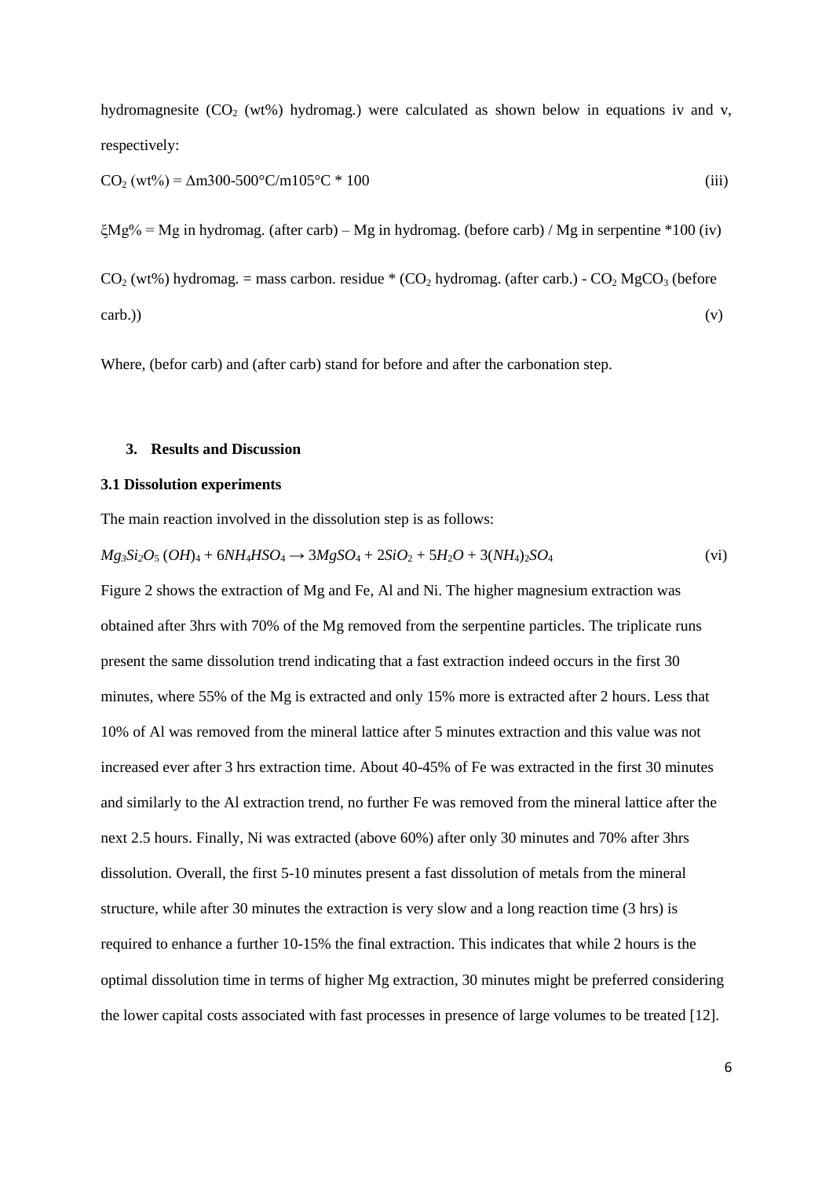hydromagnesite ($CO_2$ (wt%) hydromag.) were calculated as shown below in equations iv and v, respectively:

$$CO_2 \text{ (wt\%)} = \Delta m300\text{-}500°C/m105°C * 100 \quad \text{(iii)}$$

$$\xi Mg\% = \text{Mg in hydromag. (after carb)} - \text{Mg in hydromag. (before carb)} / \text{Mg in serpentine} * 100 \quad \text{(iv)}$$

$$CO_2 \text{ (wt\%) hydromag.} = \text{mass carbon. residue} * (CO_2 \text{ hydromag. (after carb.)} - CO_2\ MgCO_3 \text{ (before carb.))} \quad \text{(v)}$$

Where, (befor carb) and (after carb) stand for before and after the carbonation step.

## 3. Results and Discussion

### 3.1 Dissolution experiments

The main reaction involved in the dissolution step is as follows:

$$Mg_3Si_2O_5(OH)_4 + 6NH_4HSO_4 \rightarrow 3MgSO_4 + 2SiO_2 + 5H_2O + 3(NH_4)_2SO_4 \quad \text{(vi)}$$

Figure 2 shows the extraction of Mg and Fe, Al and Ni. The higher magnesium extraction was obtained after 3hrs with 70% of the Mg removed from the serpentine particles. The triplicate runs present the same dissolution trend indicating that a fast extraction indeed occurs in the first 30 minutes, where 55% of the Mg is extracted and only 15% more is extracted after 2 hours. Less that 10% of Al was removed from the mineral lattice after 5 minutes extraction and this value was not increased ever after 3 hrs extraction time. About 40-45% of Fe was extracted in the first 30 minutes and similarly to the Al extraction trend, no further Fe was removed from the mineral lattice after the next 2.5 hours. Finally, Ni was extracted (above 60%) after only 30 minutes and 70% after 3hrs dissolution. Overall, the first 5-10 minutes present a fast dissolution of metals from the mineral structure, while after 30 minutes the extraction is very slow and a long reaction time (3 hrs) is required to enhance a further 10-15% the final extraction. This indicates that while 2 hours is the optimal dissolution time in terms of higher Mg extraction, 30 minutes might be preferred considering the lower capital costs associated with fast processes in presence of large volumes to be treated [12].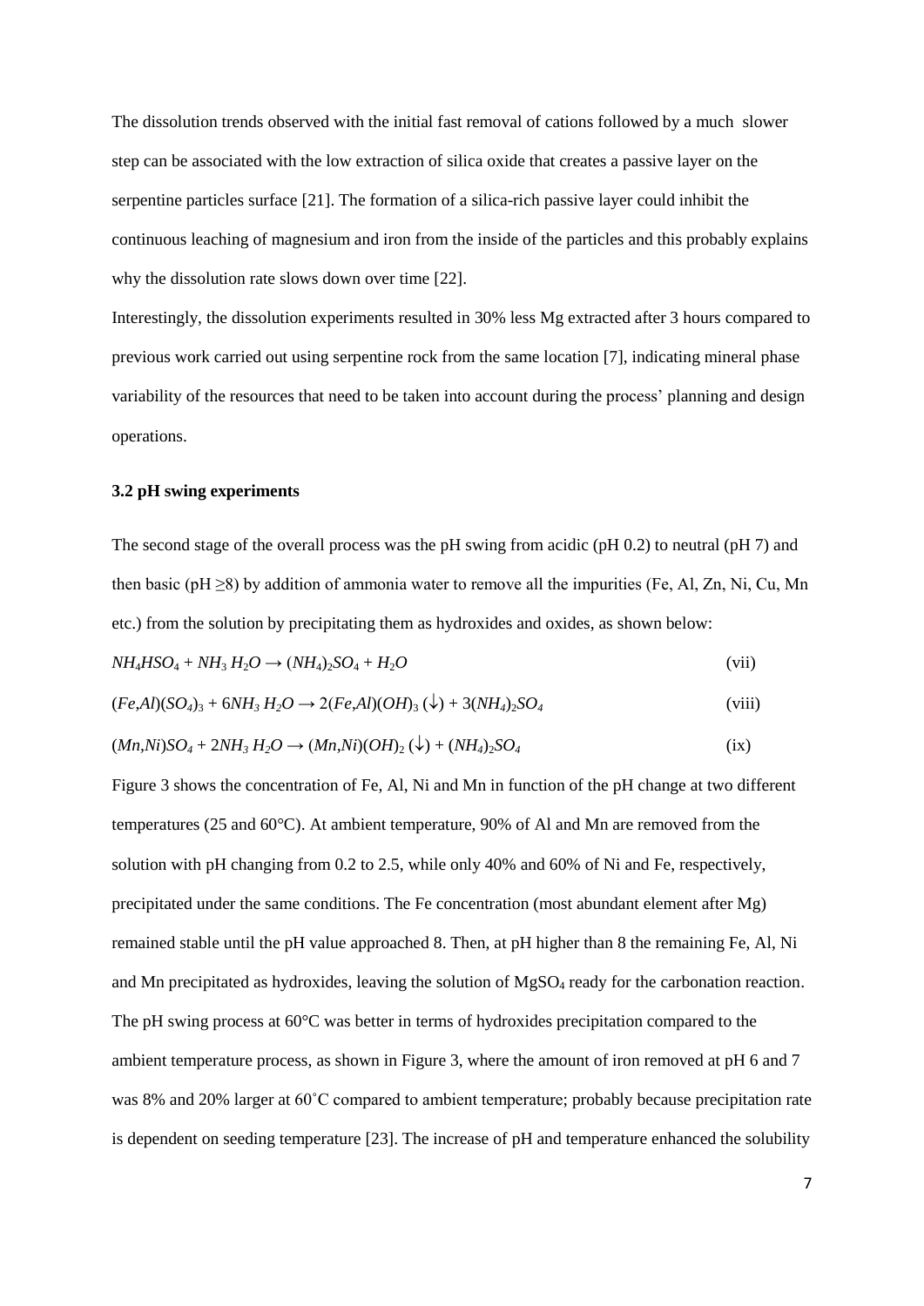The dissolution trends observed with the initial fast removal of cations followed by a much slower step can be associated with the low extraction of silica oxide that creates a passive layer on the serpentine particles surface [21]. The formation of a silica-rich passive layer could inhibit the continuous leaching of magnesium and iron from the inside of the particles and this probably explains why the dissolution rate slows down over time [22].

Interestingly, the dissolution experiments resulted in 30% less Mg extracted after 3 hours compared to previous work carried out using serpentine rock from the same location [7], indicating mineral phase variability of the resources that need to be taken into account during the process' planning and design operations.

### 3.2 pH swing experiments

The second stage of the overall process was the pH swing from acidic (pH 0.2) to neutral (pH 7) and then basic (pH ≥8) by addition of ammonia water to remove all the impurities (Fe, Al, Zn, Ni, Cu, Mn etc.) from the solution by precipitating them as hydroxides and oxides, as shown below:

$$NH_4HSO_4 + NH_3\,H_2O \rightarrow (NH_4)_2SO_4 + H_2O \qquad \text{(vii)}$$

$$(Fe,Al)(SO_4)_3 + 6NH_3\,H_2O \rightarrow 2(Fe,Al)(OH)_3\,(\downarrow) + 3(NH_4)_2SO_4 \qquad \text{(viii)}$$

$$(Mn,Ni)SO_4 + 2NH_3\,H_2O \rightarrow (Mn,Ni)(OH)_2\,(\downarrow) + (NH_4)_2SO_4 \qquad \text{(ix)}$$

Figure 3 shows the concentration of Fe, Al, Ni and Mn in function of the pH change at two different temperatures (25 and 60°C). At ambient temperature, 90% of Al and Mn are removed from the solution with pH changing from 0.2 to 2.5, while only 40% and 60% of Ni and Fe, respectively, precipitated under the same conditions. The Fe concentration (most abundant element after Mg) remained stable until the pH value approached 8. Then, at pH higher than 8 the remaining Fe, Al, Ni and Mn precipitated as hydroxides, leaving the solution of $MgSO_4$ ready for the carbonation reaction. The pH swing process at 60°C was better in terms of hydroxides precipitation compared to the ambient temperature process, as shown in Figure 3, where the amount of iron removed at pH 6 and 7 was 8% and 20% larger at 60˚C compared to ambient temperature; probably because precipitation rate is dependent on seeding temperature [23]. The increase of pH and temperature enhanced the solubility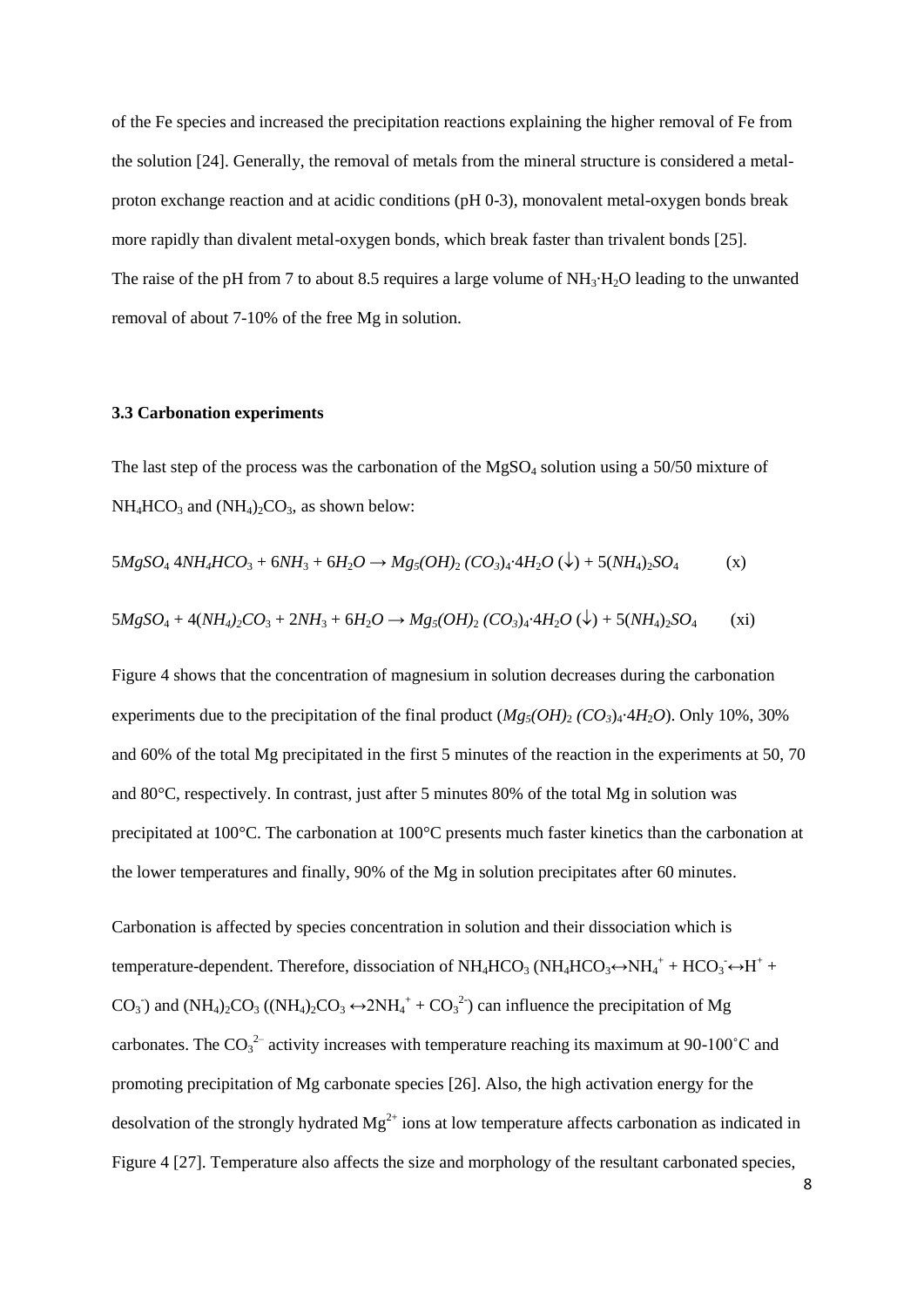of the Fe species and increased the precipitation reactions explaining the higher removal of Fe from the solution [24]. Generally, the removal of metals from the mineral structure is considered a metal-proton exchange reaction and at acidic conditions (pH 0-3), monovalent metal-oxygen bonds break more rapidly than divalent metal-oxygen bonds, which break faster than trivalent bonds [25]. The raise of the pH from 7 to about 8.5 requires a large volume of $NH_3{\cdot}H_2O$ leading to the unwanted removal of about 7-10% of the free Mg in solution.

### 3.3 Carbonation experiments

The last step of the process was the carbonation of the $MgSO_4$ solution using a 50/50 mixture of $NH_4HCO_3$ and $(NH_4)_2CO_3$, as shown below:

$$5MgSO_4\ 4NH_4HCO_3 + 6NH_3 + 6H_2O \rightarrow Mg_5(OH)_2\,(CO_3)_4{\cdot}4H_2O\,(\downarrow) + 5(NH_4)_2SO_4 \qquad \text{(x)}$$

$$5MgSO_4 + 4(NH_4)_2CO_3 + 2NH_3 + 6H_2O \rightarrow Mg_5(OH)_2\,(CO_3)_4{\cdot}4H_2O\,(\downarrow) + 5(NH_4)_2SO_4 \qquad \text{(xi)}$$

Figure 4 shows that the concentration of magnesium in solution decreases during the carbonation experiments due to the precipitation of the final product ($Mg_5(OH)_2\,(CO_3)_4{\cdot}4H_2O$). Only 10%, 30% and 60% of the total Mg precipitated in the first 5 minutes of the reaction in the experiments at 50, 70 and 80°C, respectively. In contrast, just after 5 minutes 80% of the total Mg in solution was precipitated at 100°C. The carbonation at 100°C presents much faster kinetics than the carbonation at the lower temperatures and finally, 90% of the Mg in solution precipitates after 60 minutes.

Carbonation is affected by species concentration in solution and their dissociation which is temperature-dependent. Therefore, dissociation of $NH_4HCO_3$ ($NH_4HCO_3 \leftrightarrow NH_4^+ + HCO_3^- \leftrightarrow H^+ + CO_3^-$) and $(NH_4)_2CO_3$ ($(NH_4)_2CO_3 \leftrightarrow 2NH_4^+ + CO_3^{2-}$) can influence the precipitation of Mg carbonates. The $CO_3^{2-}$ activity increases with temperature reaching its maximum at 90-100˚C and promoting precipitation of Mg carbonate species [26]. Also, the high activation energy for the desolvation of the strongly hydrated $Mg^{2+}$ ions at low temperature affects carbonation as indicated in Figure 4 [27]. Temperature also affects the size and morphology of the resultant carbonated species,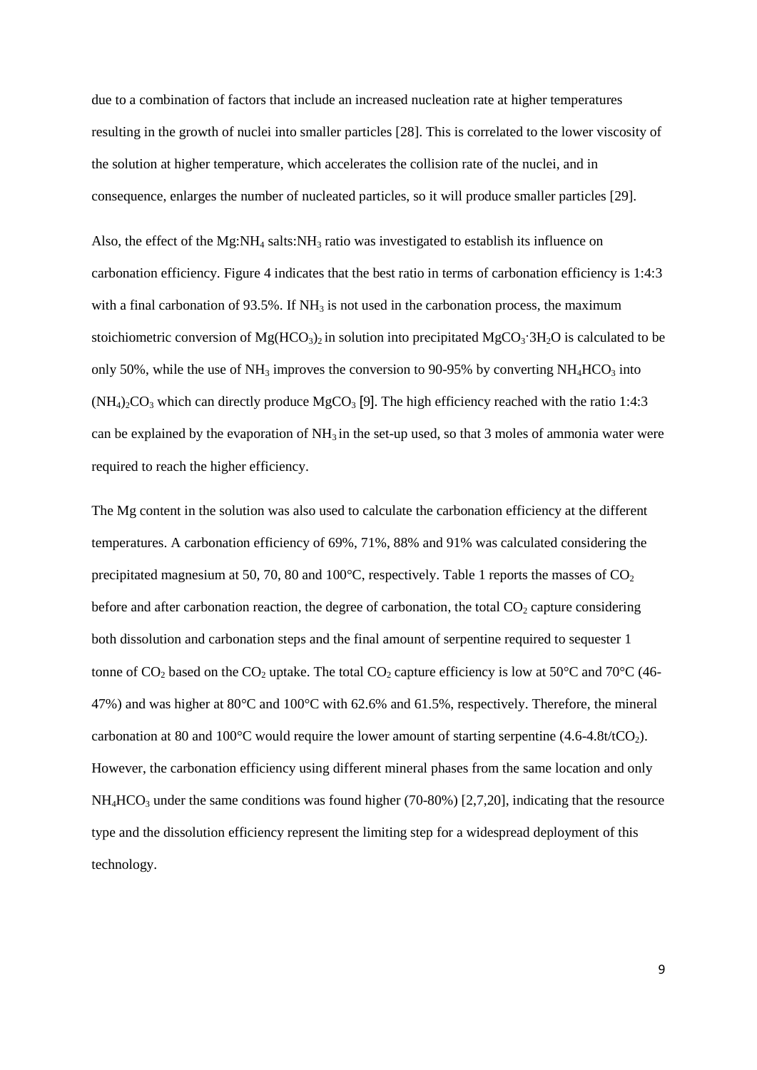due to a combination of factors that include an increased nucleation rate at higher temperatures resulting in the growth of nuclei into smaller particles [28]. This is correlated to the lower viscosity of the solution at higher temperature, which accelerates the collision rate of the nuclei, and in consequence, enlarges the number of nucleated particles, so it will produce smaller particles [29].

Also, the effect of the Mg:$NH_4$ salts:$NH_3$ ratio was investigated to establish its influence on carbonation efficiency. Figure 4 indicates that the best ratio in terms of carbonation efficiency is 1:4:3 with a final carbonation of 93.5%. If $NH_3$ is not used in the carbonation process, the maximum stoichiometric conversion of $Mg(HCO_3)_2$ in solution into precipitated $MgCO_3{\cdot}3H_2O$ is calculated to be only 50%, while the use of $NH_3$ improves the conversion to 90-95% by converting $NH_4HCO_3$ into $(NH_4)_2CO_3$ which can directly produce $MgCO_3$ [9]. The high efficiency reached with the ratio 1:4:3 can be explained by the evaporation of $NH_3$ in the set-up used, so that 3 moles of ammonia water were required to reach the higher efficiency.

The Mg content in the solution was also used to calculate the carbonation efficiency at the different temperatures. A carbonation efficiency of 69%, 71%, 88% and 91% was calculated considering the precipitated magnesium at 50, 70, 80 and 100°C, respectively. Table 1 reports the masses of $CO_2$ before and after carbonation reaction, the degree of carbonation, the total $CO_2$ capture considering both dissolution and carbonation steps and the final amount of serpentine required to sequester 1 tonne of $CO_2$ based on the $CO_2$ uptake. The total $CO_2$ capture efficiency is low at 50°C and 70°C (46-47%) and was higher at 80°C and 100°C with 62.6% and 61.5%, respectively. Therefore, the mineral carbonation at 80 and 100°C would require the lower amount of starting serpentine (4.6-4.8t/t$CO_2$). However, the carbonation efficiency using different mineral phases from the same location and only $NH_4HCO_3$ under the same conditions was found higher (70-80%) [2,7,20], indicating that the resource type and the dissolution efficiency represent the limiting step for a widespread deployment of this technology.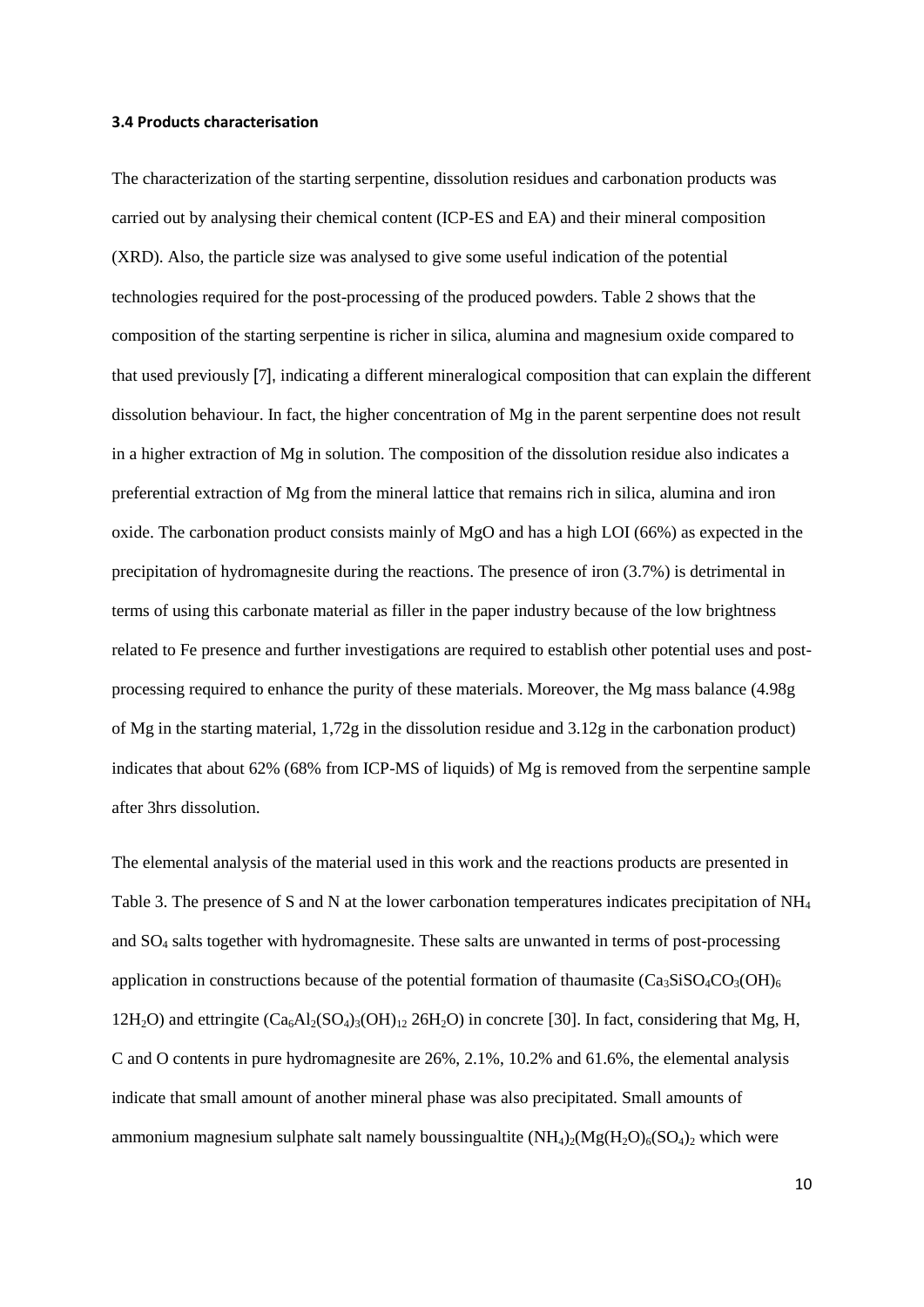### 3.4 Products characterisation

The characterization of the starting serpentine, dissolution residues and carbonation products was carried out by analysing their chemical content (ICP-ES and EA) and their mineral composition (XRD). Also, the particle size was analysed to give some useful indication of the potential technologies required for the post-processing of the produced powders. Table 2 shows that the composition of the starting serpentine is richer in silica, alumina and magnesium oxide compared to that used previously [7], indicating a different mineralogical composition that can explain the different dissolution behaviour. In fact, the higher concentration of Mg in the parent serpentine does not result in a higher extraction of Mg in solution. The composition of the dissolution residue also indicates a preferential extraction of Mg from the mineral lattice that remains rich in silica, alumina and iron oxide. The carbonation product consists mainly of MgO and has a high LOI (66%) as expected in the precipitation of hydromagnesite during the reactions. The presence of iron (3.7%) is detrimental in terms of using this carbonate material as filler in the paper industry because of the low brightness related to Fe presence and further investigations are required to establish other potential uses and post-processing required to enhance the purity of these materials. Moreover, the Mg mass balance (4.98g of Mg in the starting material, 1,72g in the dissolution residue and 3.12g in the carbonation product) indicates that about 62% (68% from ICP-MS of liquids) of Mg is removed from the serpentine sample after 3hrs dissolution.

The elemental analysis of the material used in this work and the reactions products are presented in Table 3. The presence of S and N at the lower carbonation temperatures indicates precipitation of $NH_4$ and $SO_4$ salts together with hydromagnesite. These salts are unwanted in terms of post-processing application in constructions because of the potential formation of thaumasite ($Ca_3SiSO_4CO_3(OH)_6$ $12H_2O$) and ettringite ($Ca_6Al_2(SO_4)_3(OH)_{12}$ $26H_2O$) in concrete [30]. In fact, considering that Mg, H, C and O contents in pure hydromagnesite are 26%, 2.1%, 10.2% and 61.6%, the elemental analysis indicate that small amount of another mineral phase was also precipitated. Small amounts of ammonium magnesium sulphate salt namely boussingualtite $(NH_4)_2(Mg(H_2O)_6(SO_4)_2$ which were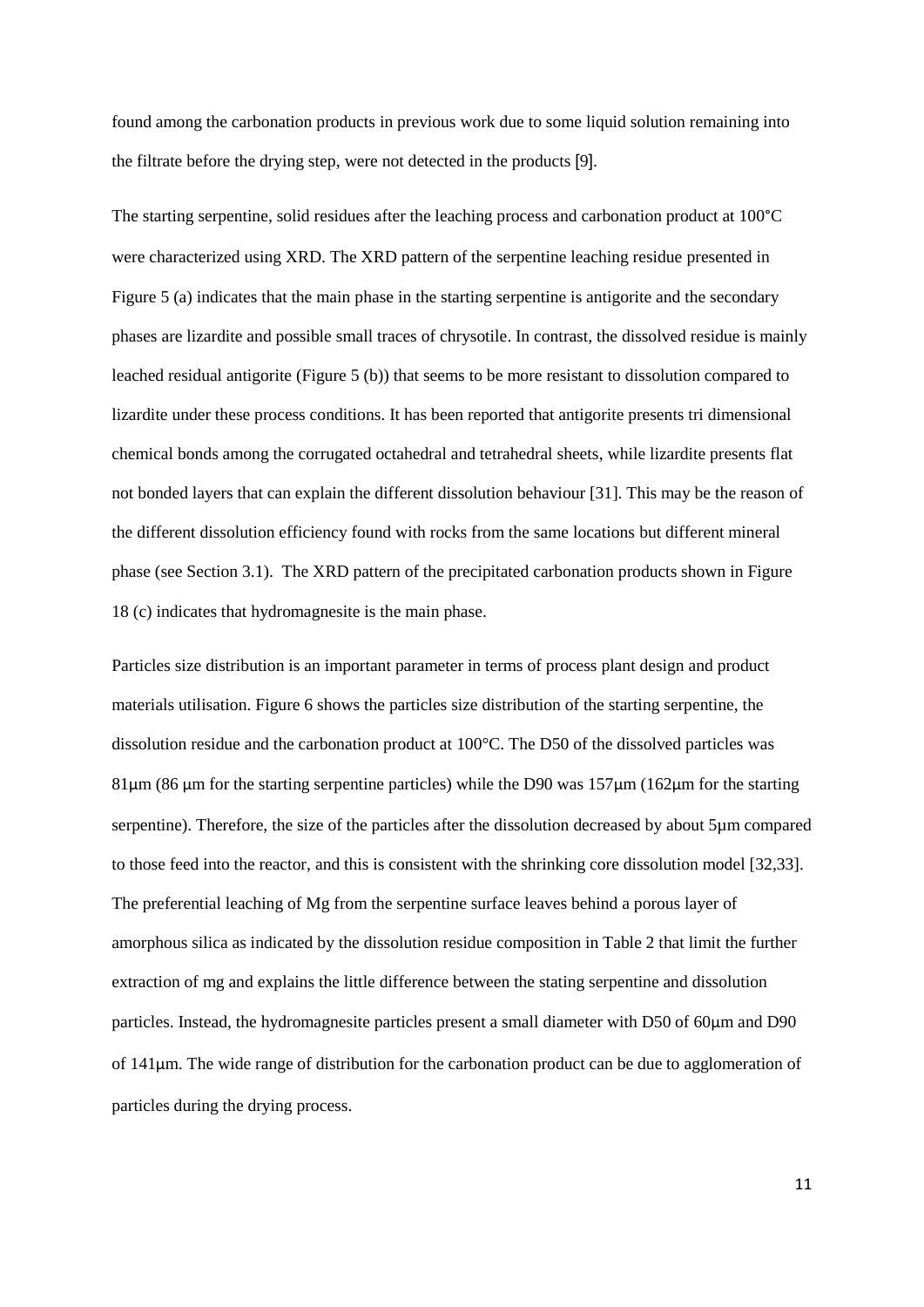found among the carbonation products in previous work due to some liquid solution remaining into the filtrate before the drying step, were not detected in the products [9].

The starting serpentine, solid residues after the leaching process and carbonation product at 100°C were characterized using XRD. The XRD pattern of the serpentine leaching residue presented in Figure 5 (a) indicates that the main phase in the starting serpentine is antigorite and the secondary phases are lizardite and possible small traces of chrysotile. In contrast, the dissolved residue is mainly leached residual antigorite (Figure 5 (b)) that seems to be more resistant to dissolution compared to lizardite under these process conditions. It has been reported that antigorite presents tri dimensional chemical bonds among the corrugated octahedral and tetrahedral sheets, while lizardite presents flat not bonded layers that can explain the different dissolution behaviour [31]. This may be the reason of the different dissolution efficiency found with rocks from the same locations but different mineral phase (see Section 3.1). The XRD pattern of the precipitated carbonation products shown in Figure 18 (c) indicates that hydromagnesite is the main phase.

Particles size distribution is an important parameter in terms of process plant design and product materials utilisation. Figure 6 shows the particles size distribution of the starting serpentine, the dissolution residue and the carbonation product at 100°C. The D50 of the dissolved particles was 81μm (86 μm for the starting serpentine particles) while the D90 was 157μm (162μm for the starting serpentine). Therefore, the size of the particles after the dissolution decreased by about 5μm compared to those feed into the reactor, and this is consistent with the shrinking core dissolution model [32,33]. The preferential leaching of Mg from the serpentine surface leaves behind a porous layer of amorphous silica as indicated by the dissolution residue composition in Table 2 that limit the further extraction of mg and explains the little difference between the stating serpentine and dissolution particles. Instead, the hydromagnesite particles present a small diameter with D50 of 60μm and D90 of 141μm. The wide range of distribution for the carbonation product can be due to agglomeration of particles during the drying process.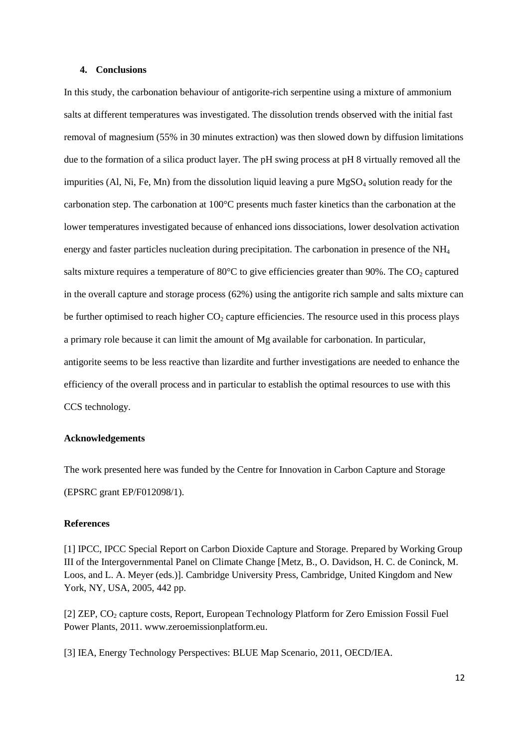### 4. Conclusions

In this study, the carbonation behaviour of antigorite-rich serpentine using a mixture of ammonium salts at different temperatures was investigated. The dissolution trends observed with the initial fast removal of magnesium (55% in 30 minutes extraction) was then slowed down by diffusion limitations due to the formation of a silica product layer. The pH swing process at pH 8 virtually removed all the impurities (Al, Ni, Fe, Mn) from the dissolution liquid leaving a pure $MgSO_4$ solution ready for the carbonation step. The carbonation at 100°C presents much faster kinetics than the carbonation at the lower temperatures investigated because of enhanced ions dissociations, lower desolvation activation energy and faster particles nucleation during precipitation. The carbonation in presence of the $NH_4$ salts mixture requires a temperature of 80°C to give efficiencies greater than 90%. The $CO_2$ captured in the overall capture and storage process (62%) using the antigorite rich sample and salts mixture can be further optimised to reach higher $CO_2$ capture efficiencies. The resource used in this process plays a primary role because it can limit the amount of Mg available for carbonation. In particular, antigorite seems to be less reactive than lizardite and further investigations are needed to enhance the efficiency of the overall process and in particular to establish the optimal resources to use with this CCS technology.

**Acknowledgements**

The work presented here was funded by the Centre for Innovation in Carbon Capture and Storage (EPSRC grant EP/F012098/1).

**References**

[1] IPCC, IPCC Special Report on Carbon Dioxide Capture and Storage. Prepared by Working Group III of the Intergovernmental Panel on Climate Change [Metz, B., O. Davidson, H. C. de Coninck, M. Loos, and L. A. Meyer (eds.)]. Cambridge University Press, Cambridge, United Kingdom and New York, NY, USA, 2005, 442 pp.

[2] ZEP, $CO_2$ capture costs, Report, European Technology Platform for Zero Emission Fossil Fuel Power Plants, 2011. www.zeroemissionplatform.eu.

[3] IEA, Energy Technology Perspectives: BLUE Map Scenario, 2011, OECD/IEA.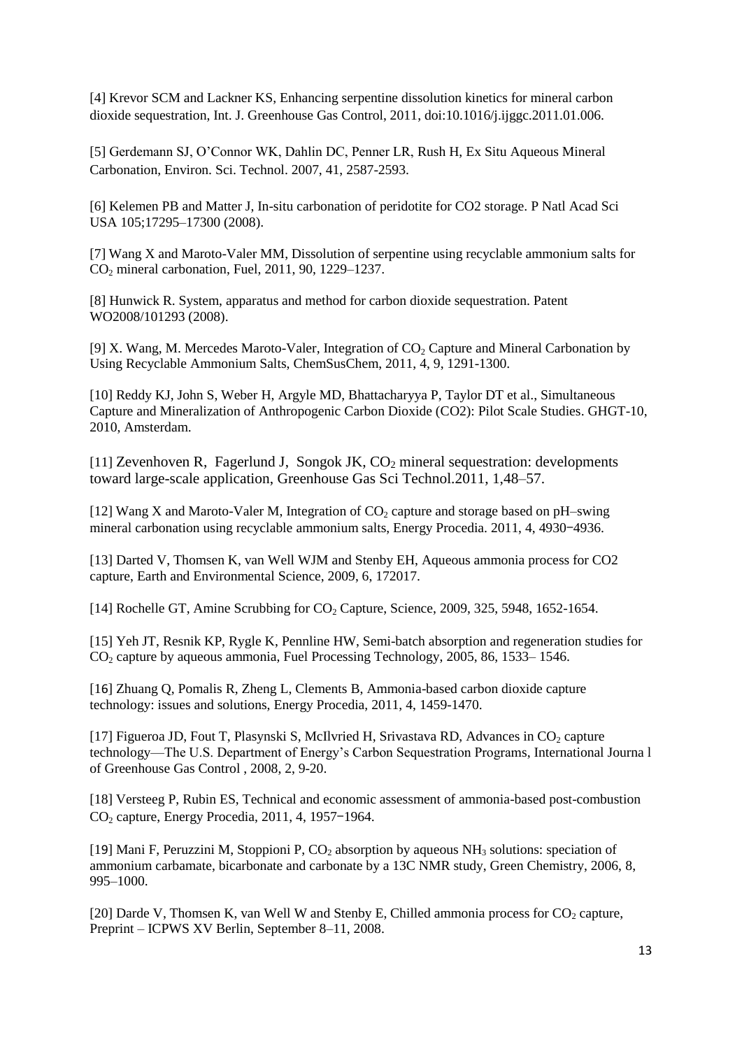[4] Krevor SCM and Lackner KS, Enhancing serpentine dissolution kinetics for mineral carbon dioxide sequestration, Int. J. Greenhouse Gas Control, 2011, doi:10.1016/j.ijggc.2011.01.006.

[5] Gerdemann SJ, O'Connor WK, Dahlin DC, Penner LR, Rush H, Ex Situ Aqueous Mineral Carbonation, Environ. Sci. Technol. 2007, 41, 2587-2593.

[6] Kelemen PB and Matter J, In-situ carbonation of peridotite for CO2 storage. P Natl Acad Sci USA 105;17295–17300 (2008).

[7] Wang X and Maroto-Valer MM, Dissolution of serpentine using recyclable ammonium salts for $CO_2$ mineral carbonation, Fuel, 2011, 90, 1229–1237.

[8] Hunwick R. System, apparatus and method for carbon dioxide sequestration. Patent WO2008/101293 (2008).

[9] X. Wang, M. Mercedes Maroto-Valer, Integration of $CO_2$ Capture and Mineral Carbonation by Using Recyclable Ammonium Salts, ChemSusChem, 2011, 4, 9, 1291-1300.

[10] Reddy KJ, John S, Weber H, Argyle MD, Bhattacharyya P, Taylor DT et al., Simultaneous Capture and Mineralization of Anthropogenic Carbon Dioxide (CO2): Pilot Scale Studies. GHGT-10, 2010, Amsterdam.

[11] Zevenhoven R, Fagerlund J, Songok JK, $CO_2$ mineral sequestration: developments toward large-scale application, Greenhouse Gas Sci Technol.2011, 1,48–57.

[12] Wang X and Maroto-Valer M, Integration of $CO_2$ capture and storage based on pH–swing mineral carbonation using recyclable ammonium salts, Energy Procedia. 2011, 4, 4930–4936.

[13] Darted V, Thomsen K, van Well WJM and Stenby EH, Aqueous ammonia process for CO2 capture, Earth and Environmental Science, 2009, 6, 172017.

[14] Rochelle GT, Amine Scrubbing for $CO_2$ Capture, Science, 2009, 325, 5948, 1652-1654.

[15] Yeh JT, Resnik KP, Rygle K, Pennline HW, Semi-batch absorption and regeneration studies for $CO_2$ capture by aqueous ammonia, Fuel Processing Technology, 2005, 86, 1533– 1546.

[16] Zhuang Q, Pomalis R, Zheng L, Clements B, Ammonia-based carbon dioxide capture technology: issues and solutions, Energy Procedia, 2011, 4, 1459-1470.

[17] Figueroa JD, Fout T, Plasynski S, McIlvried H, Srivastava RD, Advances in $CO_2$ capture technology—The U.S. Department of Energy's Carbon Sequestration Programs, International Journa l of Greenhouse Gas Control , 2008, 2, 9-20.

[18] Versteeg P, Rubin ES, Technical and economic assessment of ammonia-based post-combustion $CO_2$ capture, Energy Procedia, 2011, 4, 1957–1964.

[19] Mani F, Peruzzini M, Stoppioni P, $CO_2$ absorption by aqueous $NH_3$ solutions: speciation of ammonium carbamate, bicarbonate and carbonate by a 13C NMR study, Green Chemistry, 2006, 8, 995–1000.

[20] Darde V, Thomsen K, van Well W and Stenby E, Chilled ammonia process for $CO_2$ capture, Preprint – ICPWS XV Berlin, September 8–11, 2008.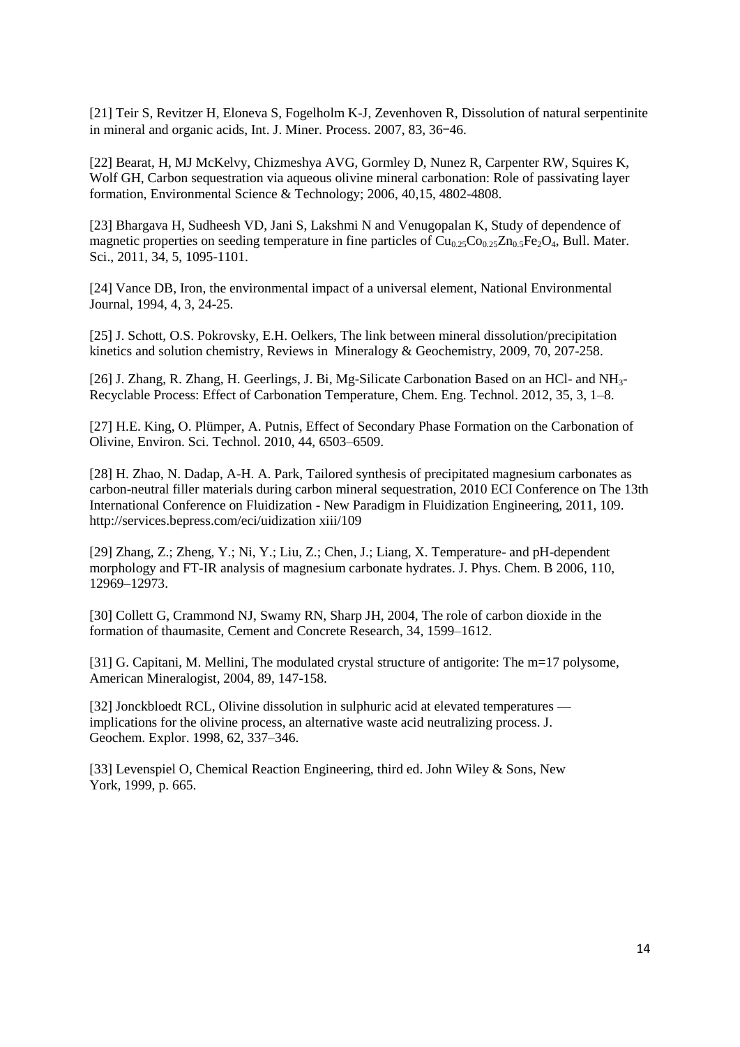[21] Teir S, Revitzer H, Eloneva S, Fogelholm K-J, Zevenhoven R, Dissolution of natural serpentinite in mineral and organic acids, Int. J. Miner. Process. 2007, 83, 36−46.

[22] Bearat, H, MJ McKelvy, Chizmeshya AVG, Gormley D, Nunez R, Carpenter RW, Squires K, Wolf GH, Carbon sequestration via aqueous olivine mineral carbonation: Role of passivating layer formation, Environmental Science & Technology; 2006, 40,15, 4802-4808.

[23] Bhargava H, Sudheesh VD, Jani S, Lakshmi N and Venugopalan K, Study of dependence of magnetic properties on seeding temperature in fine particles of $Cu_{0.25}Co_{0.25}Zn_{0.5}Fe_2O_4$, Bull. Mater. Sci., 2011, 34, 5, 1095-1101.

[24] Vance DB, Iron, the environmental impact of a universal element, National Environmental Journal, 1994, 4, 3, 24-25.

[25] J. Schott, O.S. Pokrovsky, E.H. Oelkers, The link between mineral dissolution/precipitation kinetics and solution chemistry, Reviews in Mineralogy & Geochemistry, 2009, 70, 207-258.

[26] J. Zhang, R. Zhang, H. Geerlings, J. Bi, Mg-Silicate Carbonation Based on an HCl- and $NH_3$-Recyclable Process: Effect of Carbonation Temperature, Chem. Eng. Technol. 2012, 35, 3, 1–8.

[27] H.E. King, O. Plümper, A. Putnis, Effect of Secondary Phase Formation on the Carbonation of Olivine, Environ. Sci. Technol. 2010, 44, 6503–6509.

[28] H. Zhao, N. Dadap, A-H. A. Park, Tailored synthesis of precipitated magnesium carbonates as carbon-neutral filler materials during carbon mineral sequestration, 2010 ECI Conference on The 13th International Conference on Fluidization - New Paradigm in Fluidization Engineering, 2011, 109. http://services.bepress.com/eci/uidization xiii/109

[29] Zhang, Z.; Zheng, Y.; Ni, Y.; Liu, Z.; Chen, J.; Liang, X. Temperature- and pH-dependent morphology and FT-IR analysis of magnesium carbonate hydrates. J. Phys. Chem. B 2006, 110, 12969–12973.

[30] Collett G, Crammond NJ, Swamy RN, Sharp JH, 2004, The role of carbon dioxide in the formation of thaumasite, Cement and Concrete Research, 34, 1599–1612.

[31] G. Capitani, M. Mellini, The modulated crystal structure of antigorite: The m=17 polysome, American Mineralogist, 2004, 89, 147-158.

[32] Jonckbloedt RCL, Olivine dissolution in sulphuric acid at elevated temperatures — implications for the olivine process, an alternative waste acid neutralizing process. J. Geochem. Explor. 1998, 62, 337–346.

[33] Levenspiel O, Chemical Reaction Engineering, third ed. John Wiley & Sons, New York, 1999, p. 665.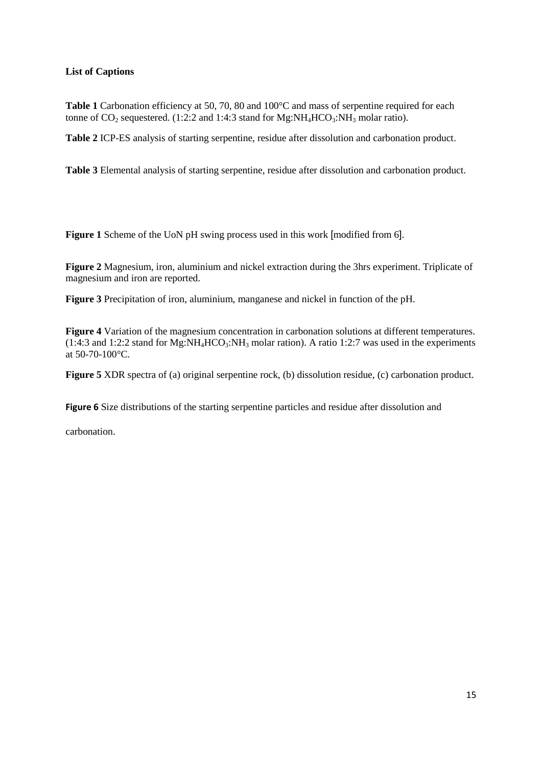**List of Captions**

**Table 1** Carbonation efficiency at 50, 70, 80 and 100°C and mass of serpentine required for each tonne of $CO_2$ sequestered. (1:2:2 and 1:4:3 stand for $Mg:NH_4HCO_3:NH_3$ molar ratio).

**Table 2** ICP-ES analysis of starting serpentine, residue after dissolution and carbonation product.

**Table 3** Elemental analysis of starting serpentine, residue after dissolution and carbonation product.

**Figure 1** Scheme of the UoN pH swing process used in this work [modified from 6].

**Figure 2** Magnesium, iron, aluminium and nickel extraction during the 3hrs experiment. Triplicate of magnesium and iron are reported.

**Figure 3** Precipitation of iron, aluminium, manganese and nickel in function of the pH.

**Figure 4** Variation of the magnesium concentration in carbonation solutions at different temperatures. (1:4:3 and 1:2:2 stand for $Mg:NH_4HCO_3:NH_3$ molar ration). A ratio 1:2:7 was used in the experiments at 50-70-100°C.

**Figure 5** XDR spectra of (a) original serpentine rock, (b) dissolution residue, (c) carbonation product.

**Figure 6** Size distributions of the starting serpentine particles and residue after dissolution and carbonation.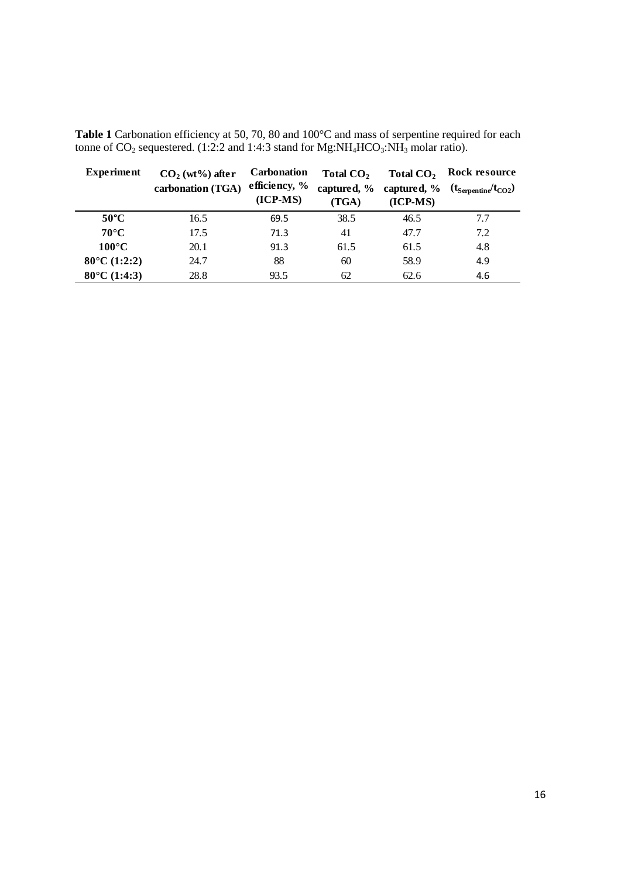**Table 1** Carbonation efficiency at 50, 70, 80 and 100°C and mass of serpentine required for each tonne of $CO_2$ sequestered. (1:2:2 and 1:4:3 stand for Mg:$NH_4HCO_3$:$NH_3$ molar ratio).

| Experiment | $CO_2$ (wt%) after carbonation (TGA) | Carbonation efficiency, % (ICP-MS) | Total $CO_2$ captured, % (TGA) | Total $CO_2$ captured, % (ICP-MS) | Rock resource ($t_{Serpentine}/t_{CO2}$) |
|---|---|---|---|---|---|
| **50°C** | 16.5 | 69.5 | 38.5 | 46.5 | 7.7 |
| **70°C** | 17.5 | 71.3 | 41 | 47.7 | 7.2 |
| **100°C** | 20.1 | 91.3 | 61.5 | 61.5 | 4.8 |
| **80°C (1:2:2)** | 24.7 | 88 | 60 | 58.9 | 4.9 |
| **80°C (1:4:3)** | 28.8 | 93.5 | 62 | 62.6 | 4.6 |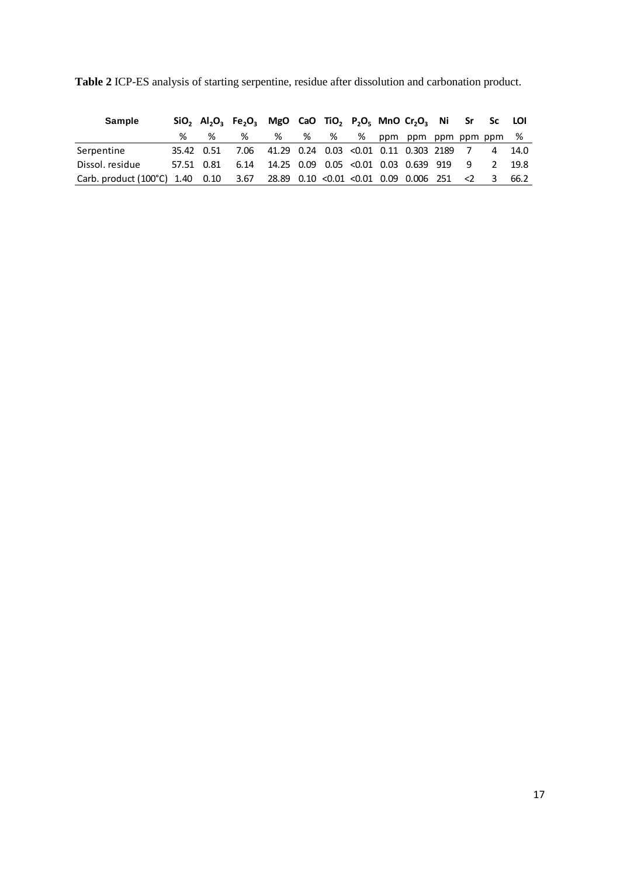**Table 2** ICP-ES analysis of starting serpentine, residue after dissolution and carbonation product.

| Sample | $SiO_2$ | $Al_2O_3$ | $Fe_2O_3$ | MgO | CaO | $TiO_2$ | $P_2O_5$ | MnO | $Cr_2O_3$ | Ni | Sr | Sc | LOI |
|---|---|---|---|---|---|---|---|---|---|---|---|---|---|
| | % | % | % | % | % | % | % | ppm | ppm | ppm | ppm | ppm | % |
| Serpentine | 35.42 | 0.51 | 7.06 | 41.29 | 0.24 | 0.03 | <0.01 | 0.11 | 0.303 | 2189 | 7 | 4 | 14.0 |
| Dissol. residue | 57.51 | 0.81 | 6.14 | 14.25 | 0.09 | 0.05 | <0.01 | 0.03 | 0.639 | 919 | 9 | 2 | 19.8 |
| Carb. product (100°C) | 1.40 | 0.10 | 3.67 | 28.89 | 0.10 | <0.01 | <0.01 | 0.09 | 0.006 | 251 | <2 | 3 | 66.2 |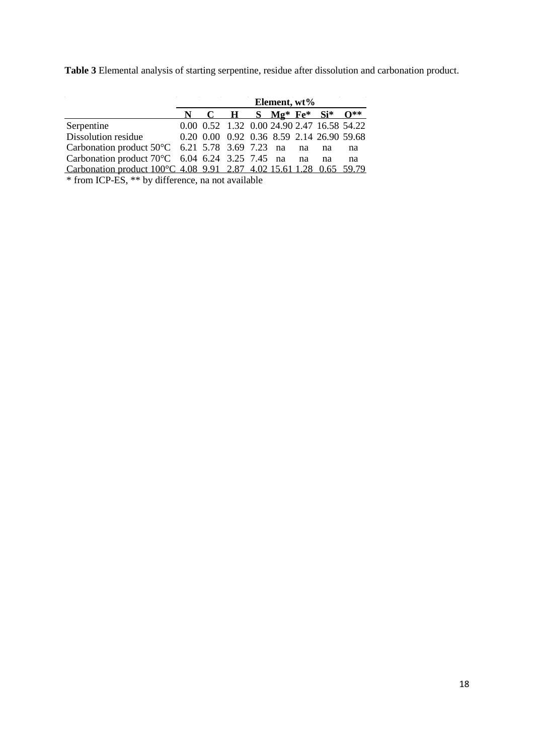**Table 3** Elemental analysis of starting serpentine, residue after dissolution and carbonation product.

| | Element, wt% | | | | | | | |
|---|---|---|---|---|---|---|---|---|
| | **N** | **C** | **H** | **S** | **Mg*** | **Fe*** | **Si*** | **O**** |
| Serpentine | 0.00 | 0.52 | 1.32 | 0.00 | 24.90 | 2.47 | 16.58 | 54.22 |
| Dissolution residue | 0.20 | 0.00 | 0.92 | 0.36 | 8.59 | 2.14 | 26.90 | 59.68 |
| Carbonation product 50°C | 6.21 | 5.78 | 3.69 | 7.23 | na | na | na | na |
| Carbonation product 70°C | 6.04 | 6.24 | 3.25 | 7.45 | na | na | na | na |
| Carbonation product 100°C | 4.08 | 9.91 | 2.87 | 4.02 | 15.61 | 1.28 | 0.65 | 59.79 |

* from ICP-ES, ** by difference, na not available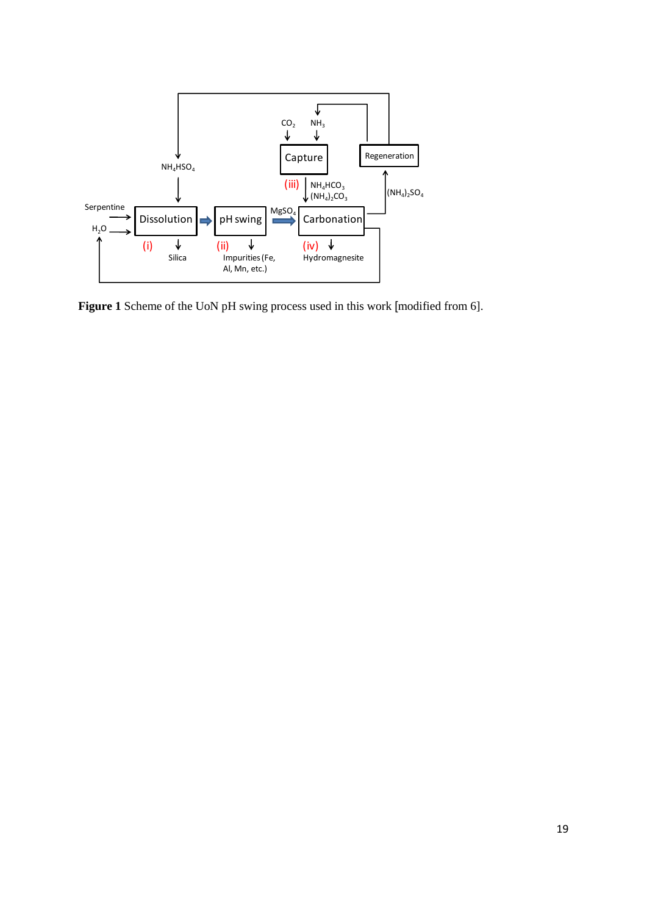Figure 1 is a process-flow diagram. Its labels are not reproduced here.

**Figure 1** Scheme of the UoN pH swing process used in this work [modified from 6].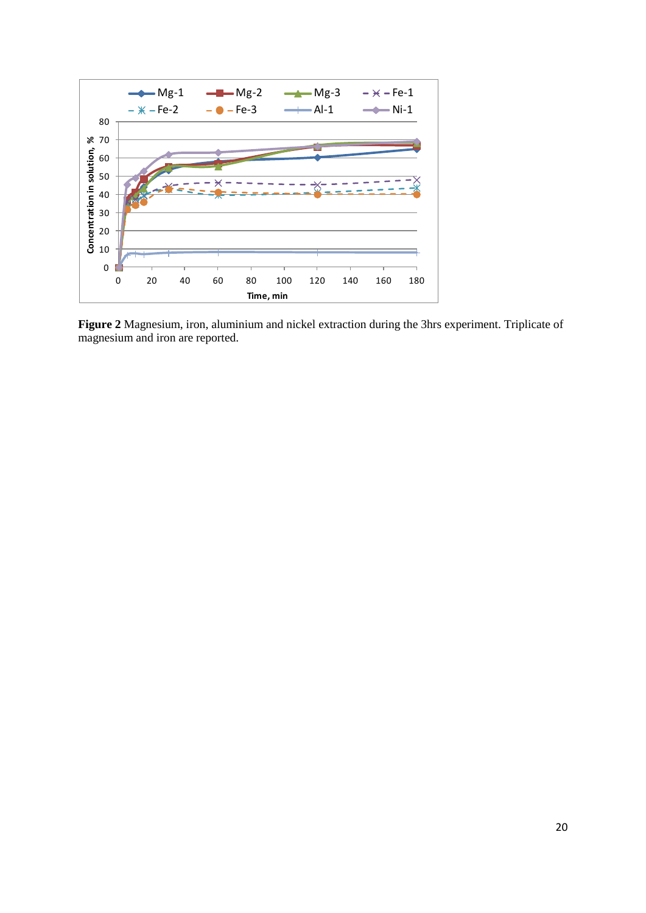**Figure 2** Magnesium, iron, aluminium and nickel extraction during the 3hrs experiment. Triplicate of magnesium and iron are reported.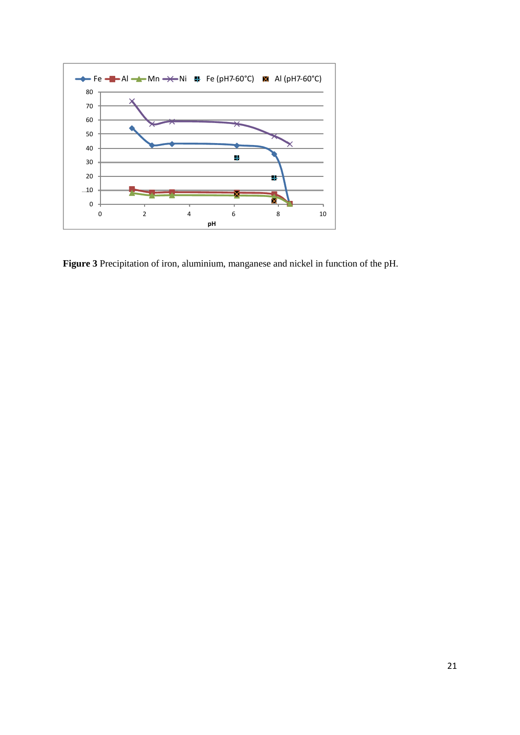**Figure 3** Precipitation of iron, aluminium, manganese and nickel in function of the pH.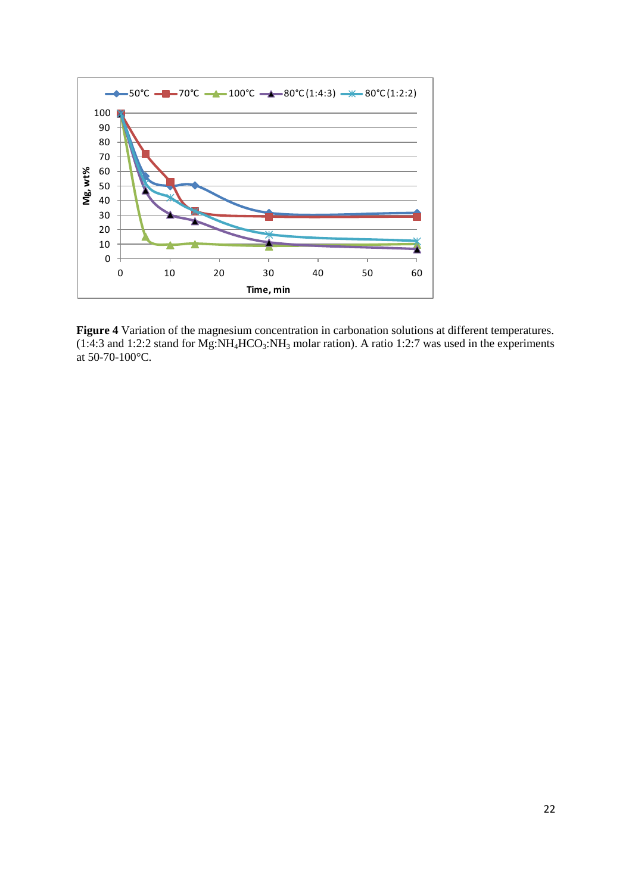**Figure 4** Variation of the magnesium concentration in carbonation solutions at different temperatures. (1:4:3 and 1:2:2 stand for Mg:$NH_4HCO_3$:$NH_3$ molar ration). A ratio 1:2:7 was used in the experiments at 50-70-100°C.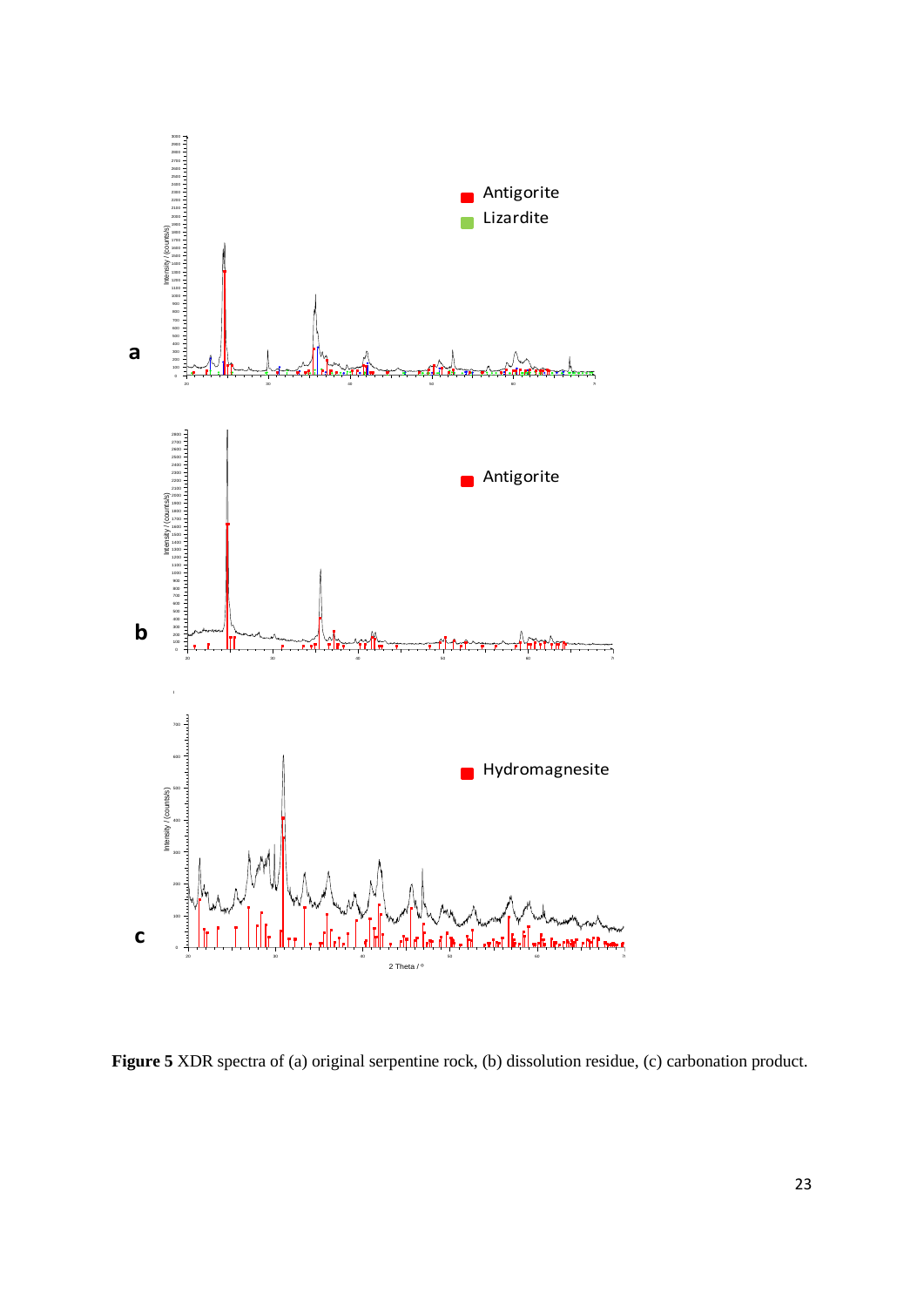**Figure 5** XDR spectra of (a) original serpentine rock, (b) dissolution residue, (c) carbonation product.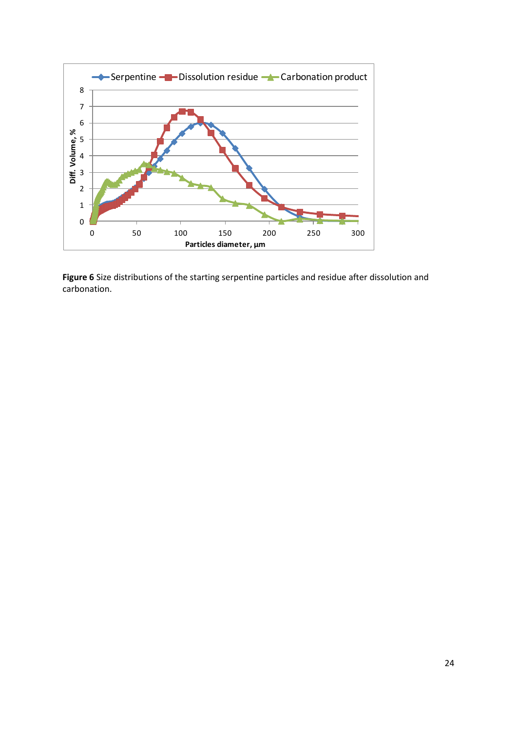Serpentine
Dissolution residue
Carbonation product

Diff. Volume, %

8
7
6
5
4
3
2
1
0

0
50
100
150
200
250
300

Particles diameter, µm

**Figure 6** Size distributions of the starting serpentine particles and residue after dissolution and carbonation.